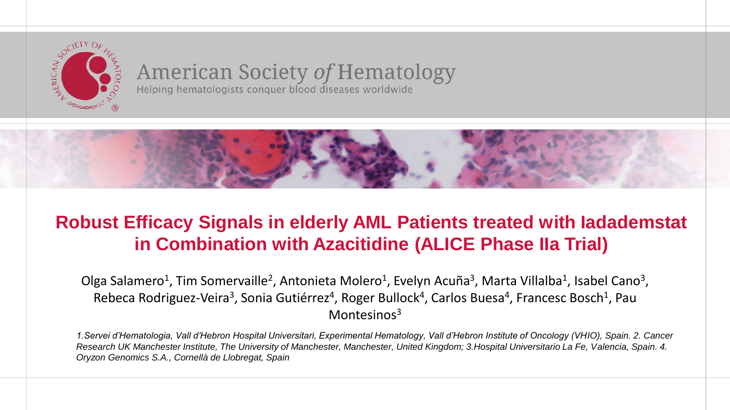American Society *of* Hematology

Helping hematologists conquer blood diseases worldwide

# Robust Efficacy Signals in elderly AML Patients treated with Iadademstat in Combination with Azacitidine (ALICE Phase IIa Trial)

Olga Salamero[1], Tim Somervaille[2], Antonieta Molero[1], Evelyn Acuña[3], Marta Villalba[1], Isabel Cano[3], Rebeca Rodriguez-Veira[3], Sonia Gutiérrez[4], Roger Bullock[4], Carlos Buesa[4], Francesc Bosch[1], Pau Montesinos[3]

*1.Servei d'Hematologia, Vall d'Hebron Hospital Universitari, Experimental Hematology, Vall d'Hebron Institute of Oncology (VHIO), Spain. 2. Cancer Research UK Manchester Institute, The University of Manchester, Manchester, United Kingdom; 3.Hospital Universitario La Fe, Valencia, Spain. 4. Oryzon Genomics S.A., Cornellà de Llobregat, Spain*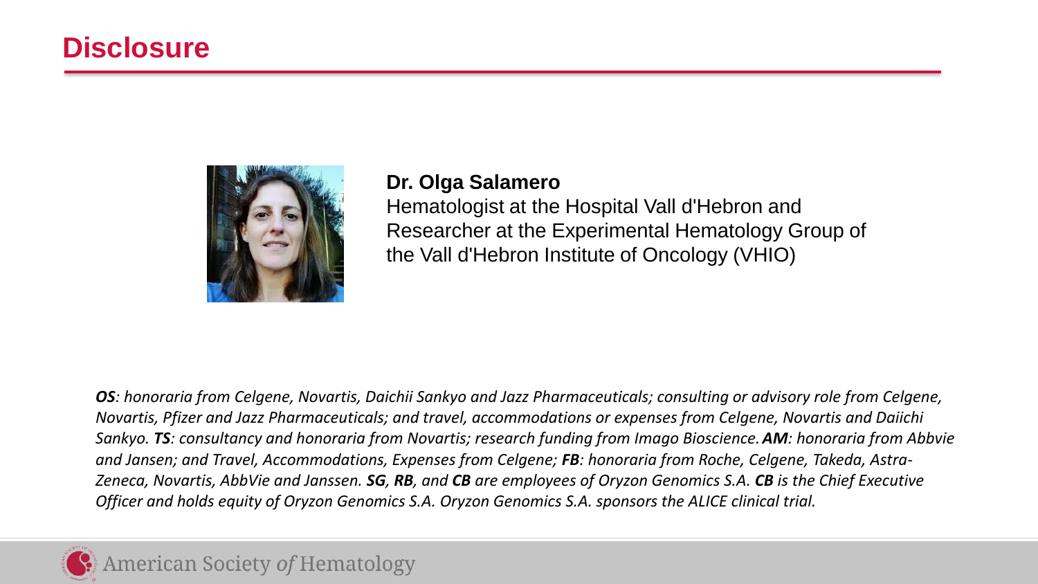# Disclosure

**Dr. Olga Salamero**
Hematologist at the Hospital Vall d'Hebron and Researcher at the Experimental Hematology Group of the Vall d'Hebron Institute of Oncology (VHIO)

***OS**: honoraria from Celgene, Novartis, Daichii Sankyo and Jazz Pharmaceuticals; consulting or advisory role from Celgene, Novartis, Pfizer and Jazz Pharmaceuticals; and travel, accommodations or expenses from Celgene, Novartis and Daiichi Sankyo. **TS**: consultancy and honoraria from Novartis; research funding from Imago Bioscience. **AM**: honoraria from Abbvie and Jansen; and Travel, Accommodations, Expenses from Celgene; **FB**: honoraria from Roche, Celgene, Takeda, Astra-Zeneca, Novartis, AbbVie and Janssen. **SG**, **RB**, and **CB** are employees of Oryzon Genomics S.A. **CB** is the Chief Executive Officer and holds equity of Oryzon Genomics S.A. Oryzon Genomics S.A. sponsors the ALICE clinical trial.*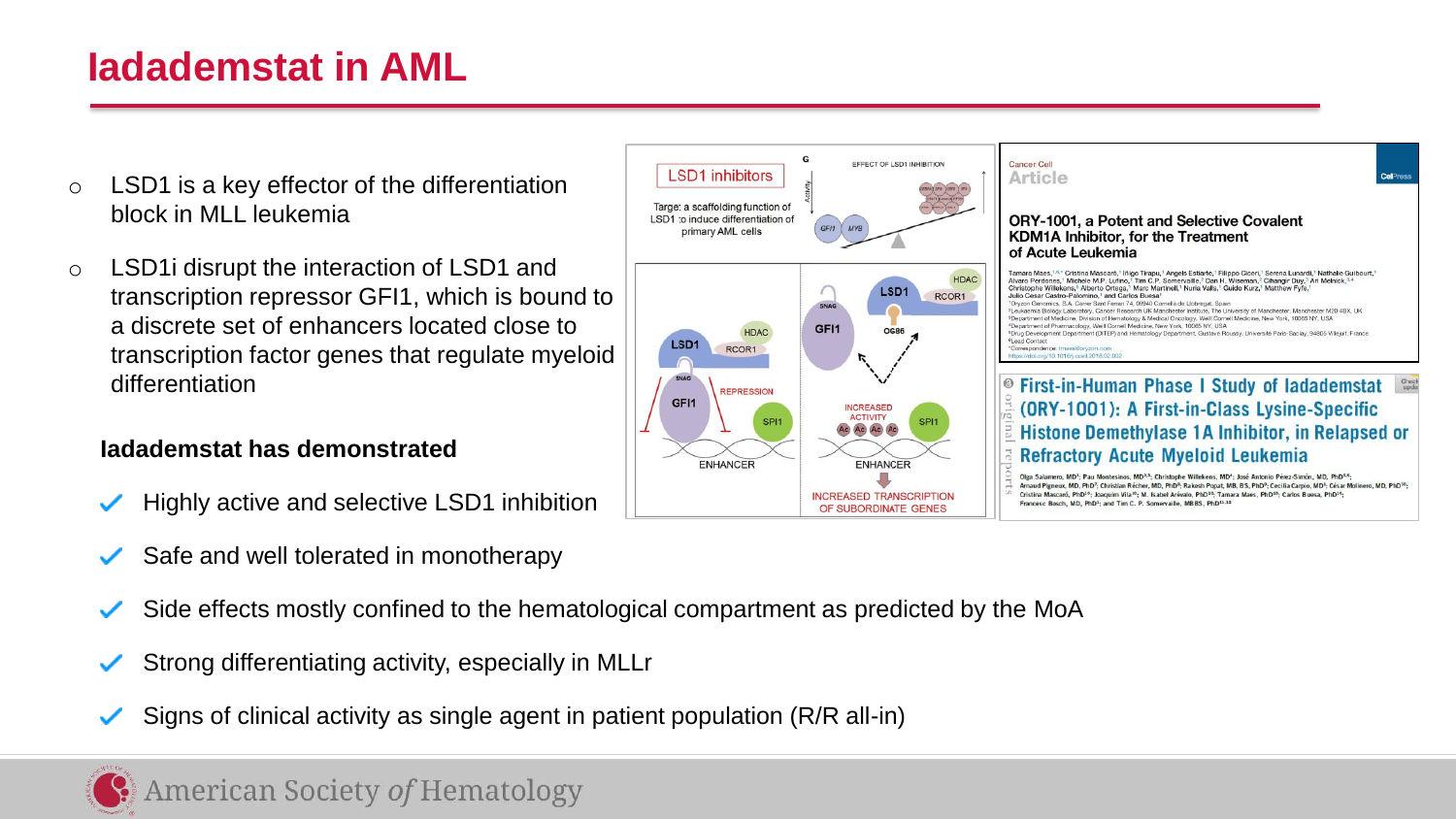# Iadademstat in AML

- LSD1 is a key effector of the differentiation block in MLL leukemia
- LSD1i disrupt the interaction of LSD1 and transcription repressor GFI1, which is bound to a discrete set of enhancers located close to transcription factor genes that regulate myeloid differentiation

**Iadademstat has demonstrated**

- ✓ Highly active and selective LSD1 inhibition
- ✓ Safe and well tolerated in monotherapy
- ✓ Side effects mostly confined to the hematological compartment as predicted by the MoA
- ✓ Strong differentiating activity, especially in MLLr
- ✓ Signs of clinical activity as single agent in patient population (R/R all-in)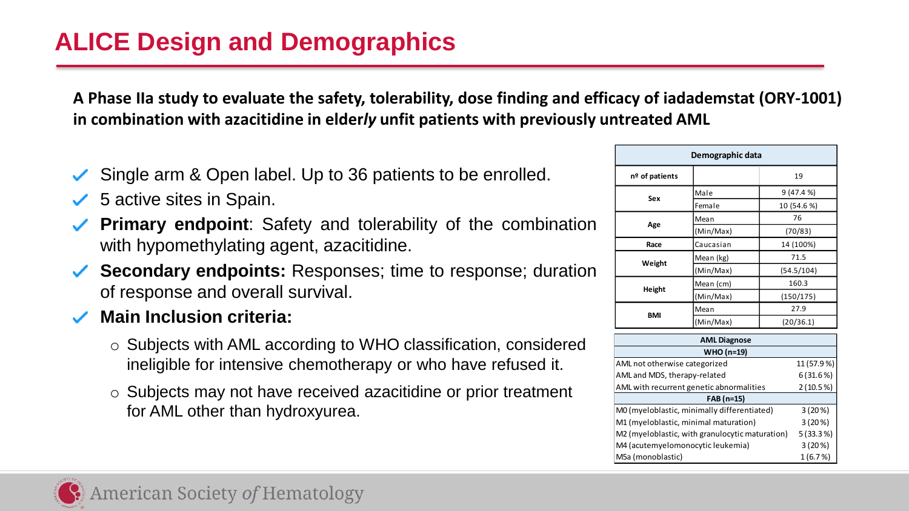# ALICE Design and Demographics

**A Phase IIa study to evaluate the safety, tolerability, dose finding and efficacy of iadademstat (ORY-1001) in combination with azacitidine in elder*ly* unfit patients with previously untreated AML**

- Single arm & Open label. Up to 36 patients to be enrolled.
- 5 active sites in Spain.
- **Primary endpoint**: Safety and tolerability of the combination with hypomethylating agent, azacitidine.
- **Secondary endpoints:** Responses; time to response; duration of response and overall survival.
- **Main Inclusion criteria:**
  - Subjects with AML according to WHO classification, considered ineligible for intensive chemotherapy or who have refused it.
  - Subjects may not have received azacitidine or prior treatment for AML other than hydroxyurea.

| Demographic data | | |
|---|---|---|
| nº of patients | | 19 |
| Sex | Male | 9 (47.4 %) |
| | Female | 10 (54.6 %) |
| Age | Mean | 76 |
| | (Min/Max) | (70/83) |
| Race | Caucasian | 14 (100%) |
| Weight | Mean (kg) | 71.5 |
| | (Min/Max) | (54.5/104) |
| Height | Mean (cm) | 160.3 |
| | (Min/Max) | (150/175) |
| BMI | Mean | 27.9 |
| | (Min/Max) | (20/36.1) |

| AML Diagnose | |
|---|---|
| **WHO (n=19)** | |
| AML not otherwise categorized | 11 (57.9 %) |
| AML and MDS, therapy-related | 6 (31.6 %) |
| AML with recurrent genetic abnormalities | 2 (10.5 %) |
| **FAB (n=15)** | |
| M0 (myeloblastic, minimally differentiated) | 3 (20 %) |
| M1 (myeloblastic, minimal maturation) | 3 (20 %) |
| M2 (myeloblastic, with granulocytic maturation) | 5 (33.3 %) |
| M4 (acutemyelomonocytic leukemia) | 3 (20 %) |
| M5a (monoblastic) | 1 (6.7 %) |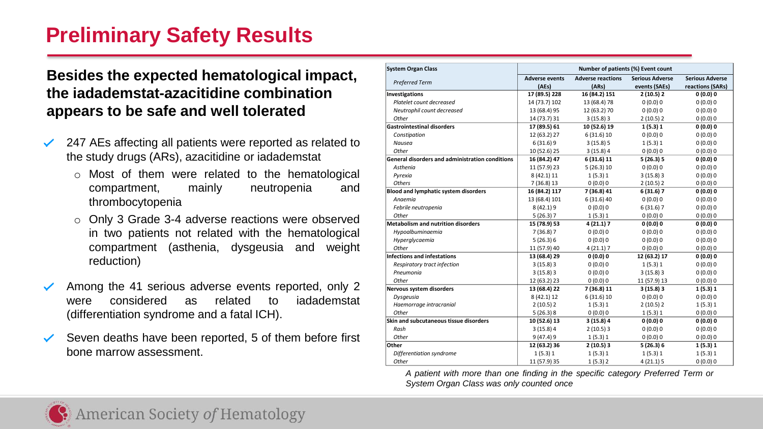# Preliminary Safety Results

**Besides the expected hematological impact, the iadademstat-azacitidine combination appears to be safe and well tolerated**

- 247 AEs affecting all patients were reported as related to the study drugs (ARs), azacitidine or iadademstat
  - Most of them were related to the hematological compartment, mainly neutropenia and thrombocytopenia
  - Only 3 Grade 3-4 adverse reactions were observed in two patients not related with the hematological compartment (asthenia, dysgeusia and weight reduction)
- Among the 41 serious adverse events reported, only 2 were considered as related to iadademstat (differentiation syndrome and a fatal ICH).
- Seven deaths have been reported, 5 of them before first bone marrow assessment.

| System Organ Class | Number of patients (%) Event count | | | |
|---|---|---|---|---|
| *Preferred Term* | Adverse events (AEs) | Adverse reactions (ARs) | Serious Adverse events (SAEs) | Serious Adverse reactions (SARs) |
| **Investigations** | **17 (89.5) 228** | **16 (84.2) 151** | **2 (10.5) 2** | **0 (0.0) 0** |
| *Platelet count decreased* | 14 (73.7) 102 | 13 (68.4) 78 | 0 (0.0) 0 | 0 (0.0) 0 |
| *Neutrophil count decreased* | 13 (68.4) 95 | 12 (63.2) 70 | 0 (0.0) 0 | 0 (0.0) 0 |
| *Other* | 14 (73.7) 31 | 3 (15.8) 3 | 2 (10.5) 2 | 0 (0.0) 0 |
| **Gastrointestinal disorders** | **17 (89.5) 61** | **10 (52.6) 19** | **1 (5.3) 1** | **0 (0.0) 0** |
| *Constipation* | 12 (63.2) 27 | 6 (31.6) 10 | 0 (0.0) 0 | 0 (0.0) 0 |
| *Nausea* | 6 (31.6) 9 | 3 (15.8) 5 | 1 (5.3) 1 | 0 (0.0) 0 |
| *Other* | 10 (52.6) 25 | 3 (15.8) 4 | 0 (0.0) 0 | 0 (0.0) 0 |
| **General disorders and administration conditions** | **16 (84.2) 47** | **6 (31.6) 11** | **5 (26.3) 5** | **0 (0.0) 0** |
| *Asthenia* | 11 (57.9) 23 | 5 (26.3) 10 | 0 (0.0) 0 | 0 (0.0) 0 |
| *Pyrexia* | 8 (42.1) 11 | 1 (5.3) 1 | 3 (15.8) 3 | 0 (0.0) 0 |
| *Others* | 7 (36.8) 13 | 0 (0.0) 0 | 2 (10.5) 2 | 0 (0.0) 0 |
| **Blood and lymphatic system disorders** | **16 (84.2) 117** | **7 (36.8) 41** | **6 (31.6) 7** | **0 (0.0) 0** |
| *Anaemia* | 13 (68.4) 101 | 6 (31.6) 40 | 0 (0.0) 0 | 0 (0.0) 0 |
| *Febrile neutropenia* | 8 (42.1) 9 | 0 (0.0) 0 | 6 (31.6) 7 | 0 (0.0) 0 |
| *Other* | 5 (26.3) 7 | 1 (5.3) 1 | 0 (0.0) 0 | 0 (0.0) 0 |
| **Metabolism and nutrition disorders** | **15 (78.9) 53** | **4 (21.1) 7** | **0 (0.0) 0** | **0 (0.0) 0** |
| *Hypoalbuminaemia* | 7 (36.8) 7 | 0 (0.0) 0 | 0 (0.0) 0 | 0 (0.0) 0 |
| *Hyperglycaemia* | 5 (26.3) 6 | 0 (0.0) 0 | 0 (0.0) 0 | 0 (0.0) 0 |
| *Other* | 11 (57.9) 40 | 4 (21.1) 7 | 0 (0.0) 0 | 0 (0.0) 0 |
| **Infections and infestations** | **13 (68.4) 29** | **0 (0.0) 0** | **12 (63.2) 17** | **0 (0.0) 0** |
| *Respiratory tract infection* | 3 (15.8) 3 | 0 (0.0) 0 | 1 (5.3) 1 | 0 (0.0) 0 |
| *Pneumonia* | 3 (15.8) 3 | 0 (0.0) 0 | 3 (15.8) 3 | 0 (0.0) 0 |
| *Other* | 12 (63.2) 23 | 0 (0.0) 0 | 11 (57.9) 13 | 0 (0.0) 0 |
| **Nervous system disorders** | **13 (68.4) 22** | **7 (36.8) 11** | **3 (15.8) 3** | **1 (5.3) 1** |
| *Dysgeusia* | 8 (42.1) 12 | 6 (31.6) 10 | 0 (0.0) 0 | 0 (0.0) 0 |
| *Haemorrage intracranial* | 2 (10.5) 2 | 1 (5.3) 1 | 2 (10.5) 2 | 1 (5.3) 1 |
| *Other* | 5 (26.3) 8 | 0 (0.0) 0 | 1 (5.3) 1 | 0 (0.0) 0 |
| **Skin and subcutaneous tissue disorders** | **10 (52.6) 13** | **3 (15.8) 4** | **0 (0.0) 0** | **0 (0.0) 0** |
| *Rash* | 3 (15.8) 4 | 2 (10.5) 3 | 0 (0.0) 0 | 0 (0.0) 0 |
| *Other* | 9 (47.4) 9 | 1 (5.3) 1 | 0 (0.0) 0 | 0 (0.0) 0 |
| **Other** | **12 (63.2) 36** | **2 (10.5) 3** | **5 (26.3) 6** | **1 (5.3) 1** |
| *Differentiation syndrome* | 1 (5.3) 1 | 1 (5.3) 1 | 1 (5.3) 1 | 1 (5.3) 1 |
| *Other* | 11 (57.9) 35 | 1 (5.3) 2 | 4 (21.1) 5 | 0 (0.0) 0 |

*A patient with more than one finding in the specific category Preferred Term or System Organ Class was only counted once*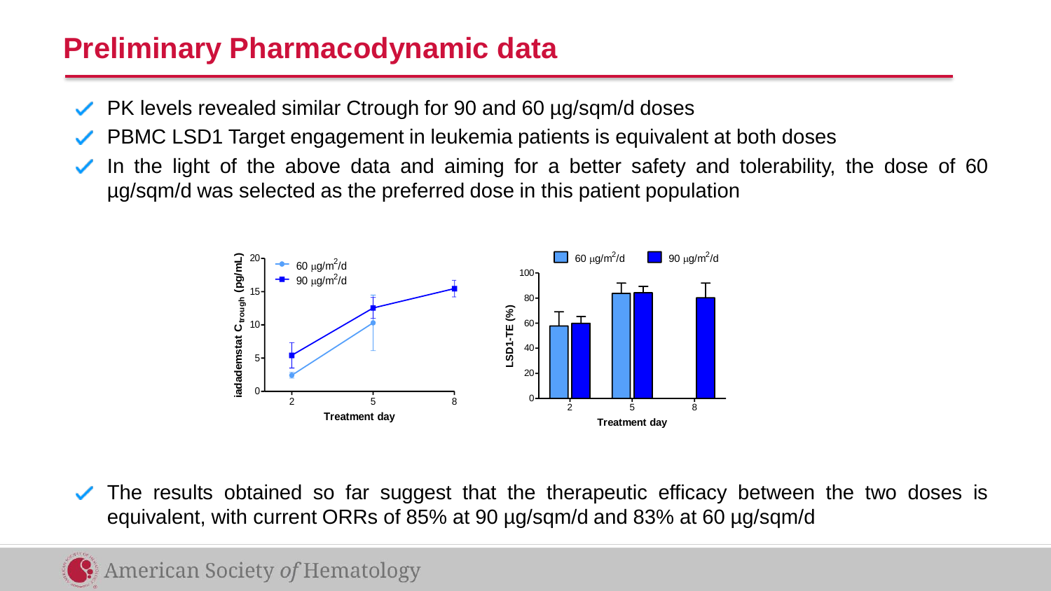# Preliminary Pharmacodynamic data

- PK levels revealed similar Ctrough for 90 and 60 µg/sqm/d doses
- PBMC LSD1 Target engagement in leukemia patients is equivalent at both doses
- In the light of the above data and aiming for a better safety and tolerability, the dose of 60 µg/sqm/d was selected as the preferred dose in this patient population

- The results obtained so far suggest that the therapeutic efficacy between the two doses is equivalent, with current ORRs of 85% at 90 µg/sqm/d and 83% at 60 µg/sqm/d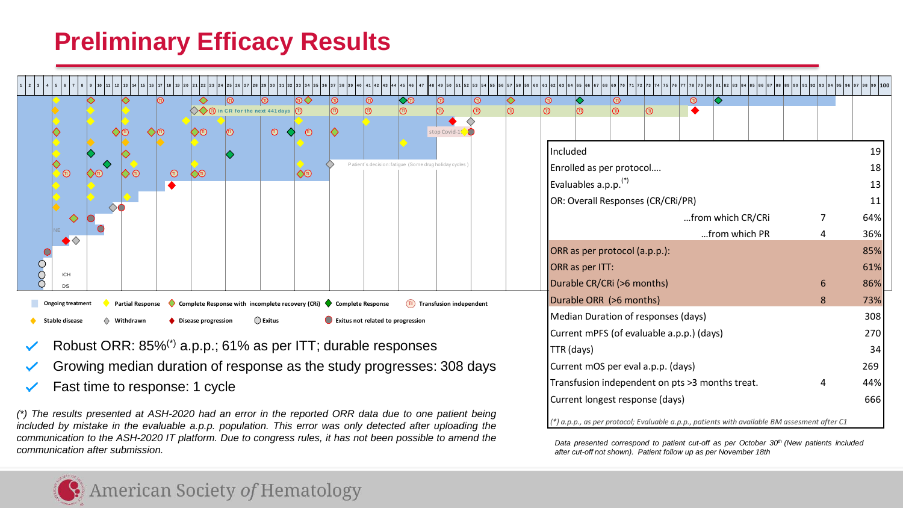# Preliminary Efficacy Results

Ongoing treatment · Partial Response · Complete Response with incomplete recovery (CRi) · Complete Response · (TI) Transfusion independent

Stable disease · Withdrawn · Disease progression · Exitus · Exitus not related to progression

- Robust ORR: 85%(*) a.p.p.; 61% as per ITT; durable responses
- Growing median duration of response as the study progresses: 308 days
- Fast time to response: 1 cycle

*(*) The results presented at ASH-2020 had an error in the reported ORR data due to one patient being included by mistake in the evaluable a.p.p. population. This error was only detected after uploading the communication to the ASH-2020 IT platform. Due to congress rules, it has not been possible to amend the communication after submission.*

| | | |
|---|---|---|
| Included | | 19 |
| Enrolled as per protocol…. | | 18 |
| Evaluables a.p.p.(*) | | 13 |
| OR: Overall Responses (CR/CRi/PR) | | 11 |
| …from which CR/CRi | 7 | 64% |
| …from which PR | 4 | 36% |
| ORR as per protocol (a.p.p.): | | 85% |
| ORR as per ITT: | | 61% |
| Durable CR/CRi (>6 months) | 6 | 86% |
| Durable ORR (>6 months) | 8 | 73% |
| Median Duration of responses (days) | | 308 |
| Current mPFS (of evaluable a.p.p.) (days) | | 270 |
| TTR (days) | | 34 |
| Current mOS per eval a.p.p. (days) | | 269 |
| Transfusion independent on pts >3 months treat. | 4 | 44% |
| Current longest response (days) | | 666 |

*(*) a.p.p., as per protocol; Evaluable a.p.p., patients with available BM assesment after C1*

*Data presented correspond to patient cut-off as per October 30th (New patients included after cut-off not shown). Patient follow up as per November 18th*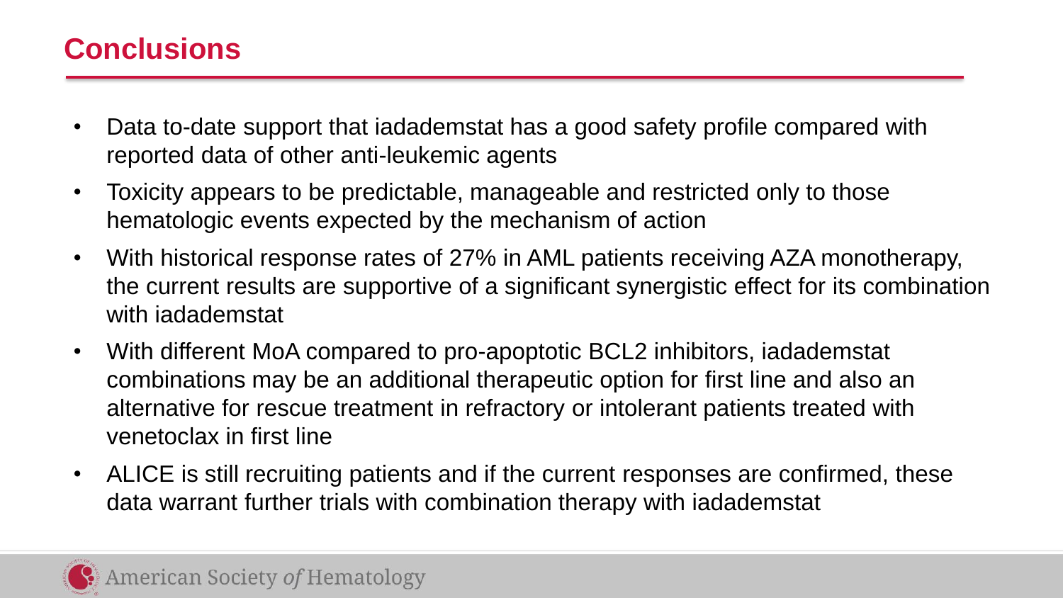## Conclusions

- Data to-date support that iadademstat has a good safety profile compared with reported data of other anti-leukemic agents
- Toxicity appears to be predictable, manageable and restricted only to those hematologic events expected by the mechanism of action
- With historical response rates of 27% in AML patients receiving AZA monotherapy, the current results are supportive of a significant synergistic effect for its combination with iadademstat
- With different MoA compared to pro-apoptotic BCL2 inhibitors, iadademstat combinations may be an additional therapeutic option for first line and also an alternative for rescue treatment in refractory or intolerant patients treated with venetoclax in first line
- ALICE is still recruiting patients and if the current responses are confirmed, these data warrant further trials with combination therapy with iadademstat